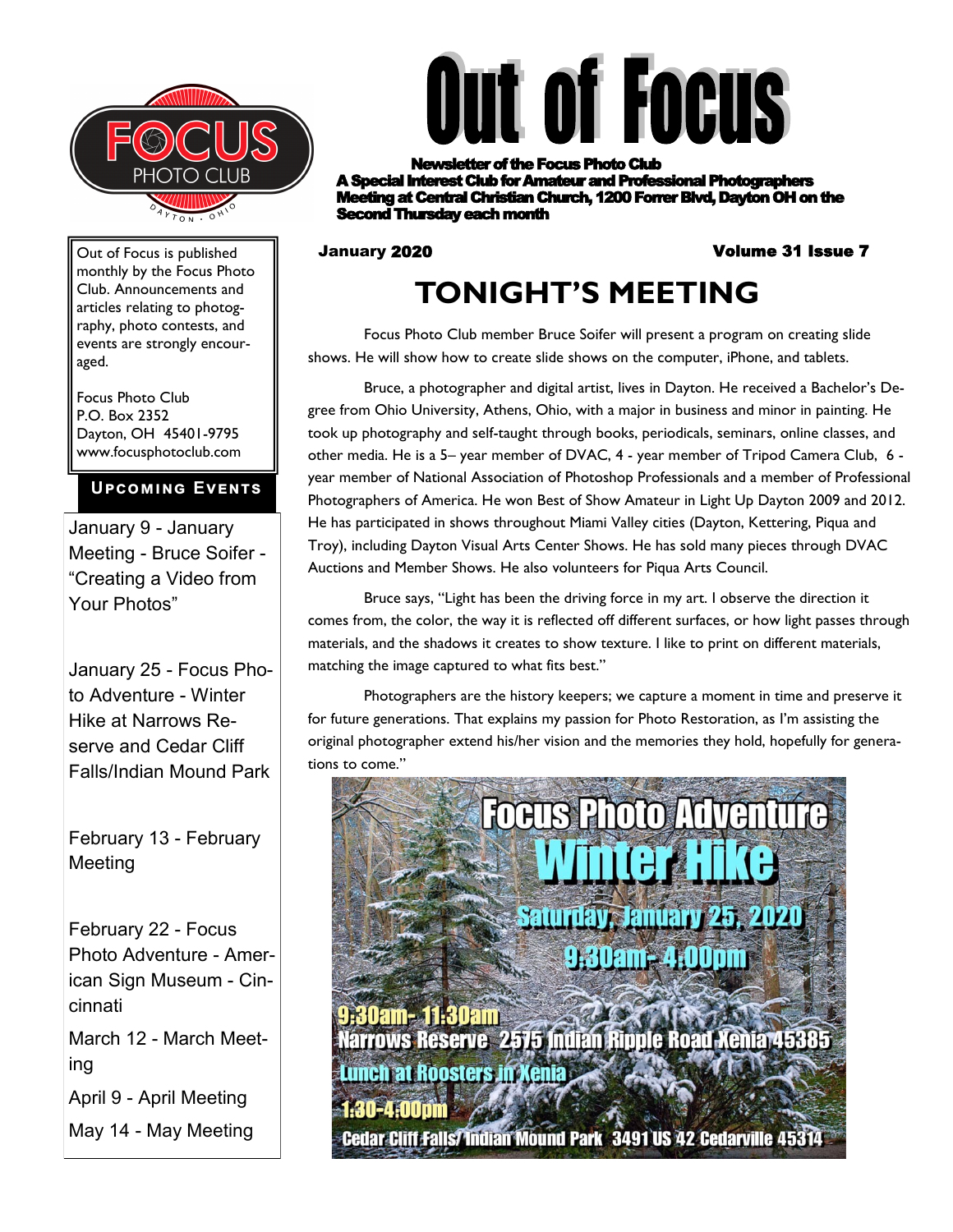# Out of Focus

**Newsletter of the Focus Photo Club**
**A Special Interest Club for Amateur and Professional Photographers**
**Meeting at Central Christian Church, 1200 Forrer Blvd, Dayton OH on the Second Thursday each month**

**January 2020** **Volume 31 Issue 7**

Out of Focus is published monthly by the Focus Photo Club. Announcements and articles relating to photography, photo contests, and events are strongly encouraged.

Focus Photo Club
P.O. Box 2352
Dayton, OH 45401-9795
www.focusphotoclub.com

## Upcoming Events

January 9 - January Meeting - Bruce Soifer - "Creating a Video from Your Photos"

January 25 - Focus Photo Adventure - Winter Hike at Narrows Reserve and Cedar Cliff Falls/Indian Mound Park

February 13 - February Meeting

February 22 - Focus Photo Adventure - American Sign Museum - Cincinnati

March 12 - March Meeting

April 9 - April Meeting

May 14 - May Meeting

## TONIGHT'S MEETING

Focus Photo Club member Bruce Soifer will present a program on creating slide shows. He will show how to create slide shows on the computer, iPhone, and tablets.

Bruce, a photographer and digital artist, lives in Dayton. He received a Bachelor's Degree from Ohio University, Athens, Ohio, with a major in business and minor in painting. He took up photography and self-taught through books, periodicals, seminars, online classes, and other media. He is a 5– year member of DVAC, 4 - year member of Tripod Camera Club, 6 - year member of National Association of Photoshop Professionals and a member of Professional Photographers of America. He won Best of Show Amateur in Light Up Dayton 2009 and 2012. He has participated in shows throughout Miami Valley cities (Dayton, Kettering, Piqua and Troy), including Dayton Visual Arts Center Shows. He has sold many pieces through DVAC Auctions and Member Shows. He also volunteers for Piqua Arts Council.

Bruce says, "Light has been the driving force in my art. I observe the direction it comes from, the color, the way it is reflected off different surfaces, or how light passes through materials, and the shadows it creates to show texture. I like to print on different materials, matching the image captured to what fits best."

Photographers are the history keepers; we capture a moment in time and preserve it for future generations. That explains my passion for Photo Restoration, as I'm assisting the original photographer extend his/her vision and the memories they hold, hopefully for generations to come."

**Focus Photo Adventure**
**Winter Hike**
**Saturday, January 25, 2020**
**9:30am- 4:00pm**

**9:30am- 11:30am**
**Narrows Reserve 2575 Indian Ripple Road Xenia 45385**
**Lunch at Roosters in Xenia**
**1:30-4:00pm**
**Cedar Cliff Falls/ Indian Mound Park 3491 US 42 Cedarville 45314**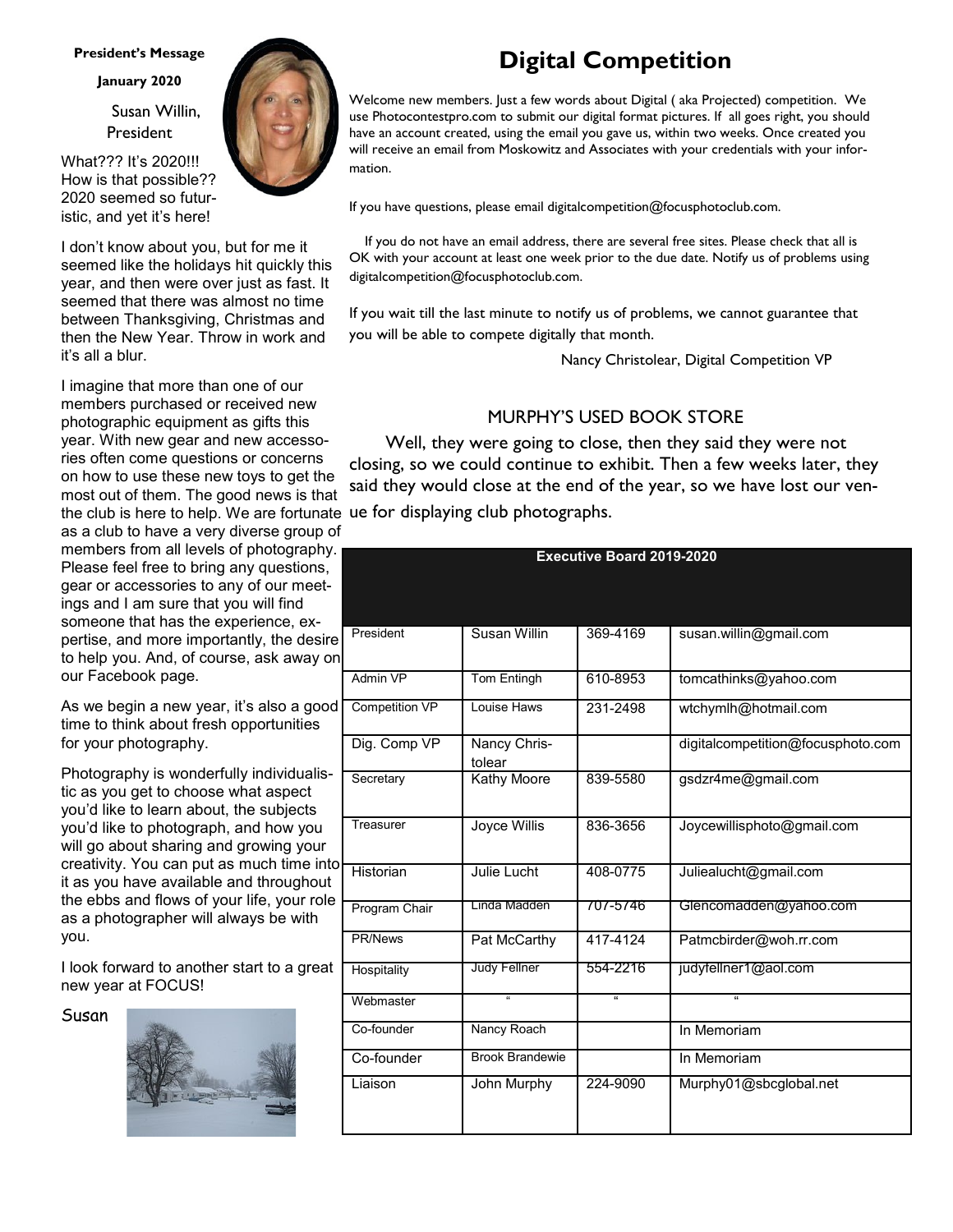**President's Message**

**January 2020**

Susan Willin, President

What??? It's 2020!!! How is that possible?? 2020 seemed so futuristic, and yet it's here!

I don't know about you, but for me it seemed like the holidays hit quickly this year, and then were over just as fast. It seemed that there was almost no time between Thanksgiving, Christmas and then the New Year. Throw in work and it's all a blur.

I imagine that more than one of our members purchased or received new photographic equipment as gifts this year. With new gear and new accessories often come questions or concerns on how to use these new toys to get the most out of them. The good news is that the club is here to help. We are fortunate as a club to have a very diverse group of members from all levels of photography. Please feel free to bring any questions, gear or accessories to any of our meetings and I am sure that you will find someone that has the experience, expertise, and more importantly, the desire to help you. And, of course, ask away on our Facebook page.

As we begin a new year, it's also a good time to think about fresh opportunities for your photography.

Photography is wonderfully individualistic as you get to choose what aspect you'd like to learn about, the subjects you'd like to photograph, and how you will go about sharing and growing your creativity. You can put as much time into it as you have available and throughout the ebbs and flows of your life, your role as a photographer will always be with you.

I look forward to another start to a great new year at FOCUS!

Susan

# Digital Competition

Welcome new members. Just a few words about Digital ( aka Projected) competition. We use Photocontestpro.com to submit our digital format pictures. If all goes right, you should have an account created, using the email you gave us, within two weeks. Once created you will receive an email from Moskowitz and Associates with your credentials with your information.

If you have questions, please email digitalcompetition@focusphotoclub.com.

If you do not have an email address, there are several free sites. Please check that all is OK with your account at least one week prior to the due date. Notify us of problems using digitalcompetition@focusphotoclub.com.

If you wait till the last minute to notify us of problems, we cannot guarantee that you will be able to compete digitally that month.

Nancy Christolear, Digital Competition VP

## MURPHY'S USED BOOK STORE

Well, they were going to close, then they said they were not closing, so we could continue to exhibit. Then a few weeks later, they said they would close at the end of the year, so we have lost our venue for displaying club photographs.

| Executive Board 2019-2020 | | | |
|---|---|---|---|
| President | Susan Willin | 369-4169 | susan.willin@gmail.com |
| Admin VP | Tom Entingh | 610-8953 | tomcathinks@yahoo.com |
| Competition VP | Louise Haws | 231-2498 | wtchymlh@hotmail.com |
| Dig. Comp VP | Nancy Christolear | | digitalcompetition@focusphoto.com |
| Secretary | Kathy Moore | 839-5580 | gsdzr4me@gmail.com |
| Treasurer | Joyce Willis | 836-3656 | Joycewillisphoto@gmail.com |
| Historian | Julie Lucht | 408-0775 | Juliealucht@gmail.com |
| Program Chair | Linda Madden | 707-5746 | Glencomadden@yahoo.com |
| PR/News | Pat McCarthy | 417-4124 | Patmcbirder@woh.rr.com |
| Hospitality | Judy Fellner | 554-2216 | judyfellner1@aol.com |
| Webmaster | " | " | " |
| Co-founder | Nancy Roach | | In Memoriam |
| Co-founder | Brook Brandewie | | In Memoriam |
| Liaison | John Murphy | 224-9090 | Murphy01@sbcglobal.net |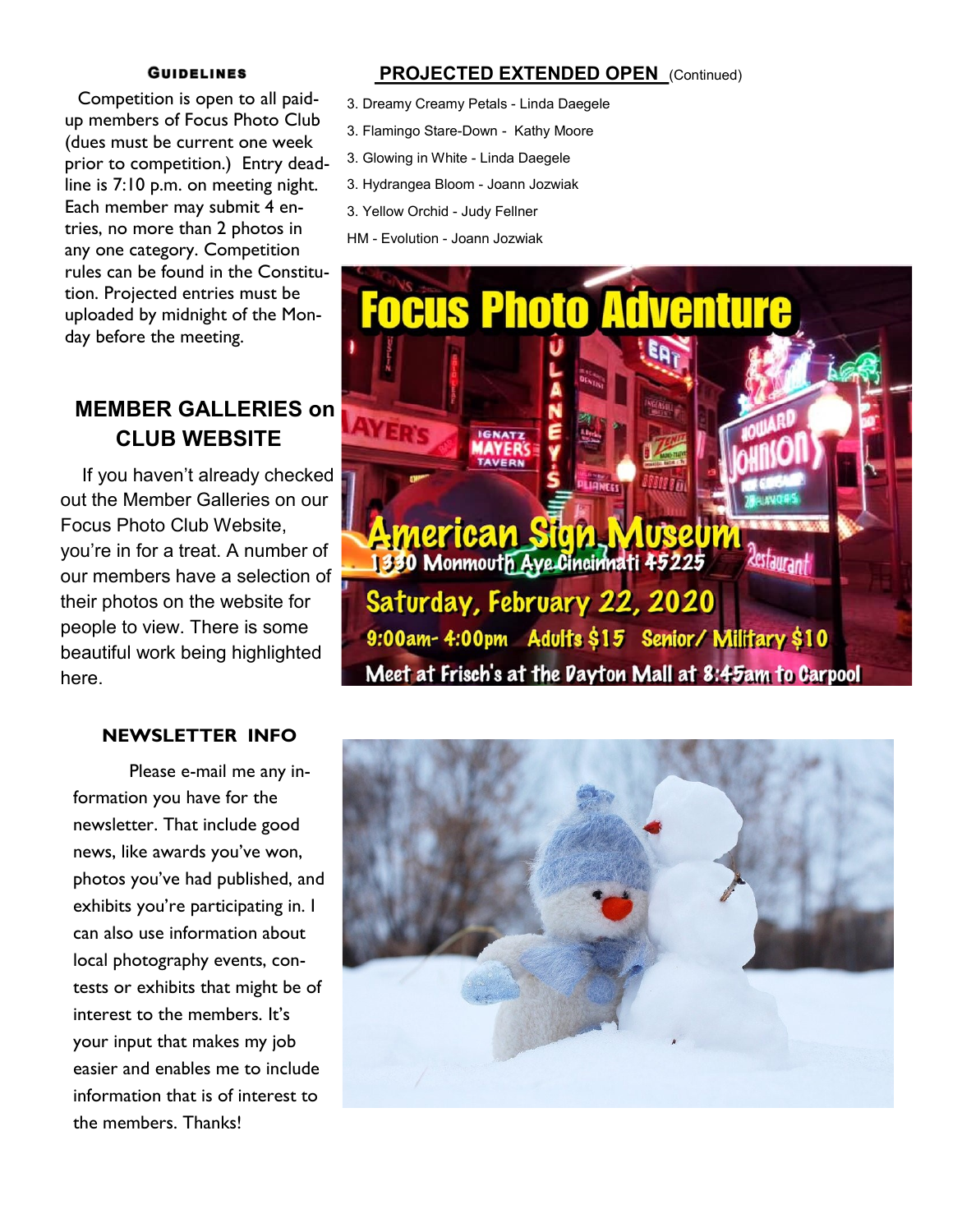### Guidelines

Competition is open to all paid-up members of Focus Photo Club (dues must be current one week prior to competition.) Entry deadline is 7:10 p.m. on meeting night. Each member may submit 4 entries, no more than 2 photos in any one category. Competition rules can be found in the Constitution. Projected entries must be uploaded by midnight of the Monday before the meeting.

## MEMBER GALLERIES on CLUB WEBSITE

If you haven't already checked out the Member Galleries on our Focus Photo Club Website, you're in for a treat. A number of our members have a selection of their photos on the website for people to view. There is some beautiful work being highlighted here.

### NEWSLETTER INFO

Please e-mail me any information you have for the newsletter. That include good news, like awards you've won, photos you've had published, and exhibits you're participating in. I can also use information about local photography events, contests or exhibits that might be of interest to the members. It's your input that makes my job easier and enables me to include information that is of interest to the members. Thanks!

## PROJECTED EXTENDED OPEN (Continued)

3. Dreamy Creamy Petals - Linda Daegele
3. Flamingo Stare-Down - Kathy Moore
3. Glowing in White - Linda Daegele
3. Hydrangea Bloom - Joann Jozwiak
3. Yellow Orchid - Judy Fellner

HM - Evolution - Joann Jozwiak

**Focus Photo Adventure**

**American Sign Museum**
1330 Monmouth Ave Cincinnati 45225

**Saturday, February 22, 2020**
9:00am- 4:00pm Adults $15 Senior/ Military $10
Meet at Frisch's at the Dayton Mall at 8:45am to Carpool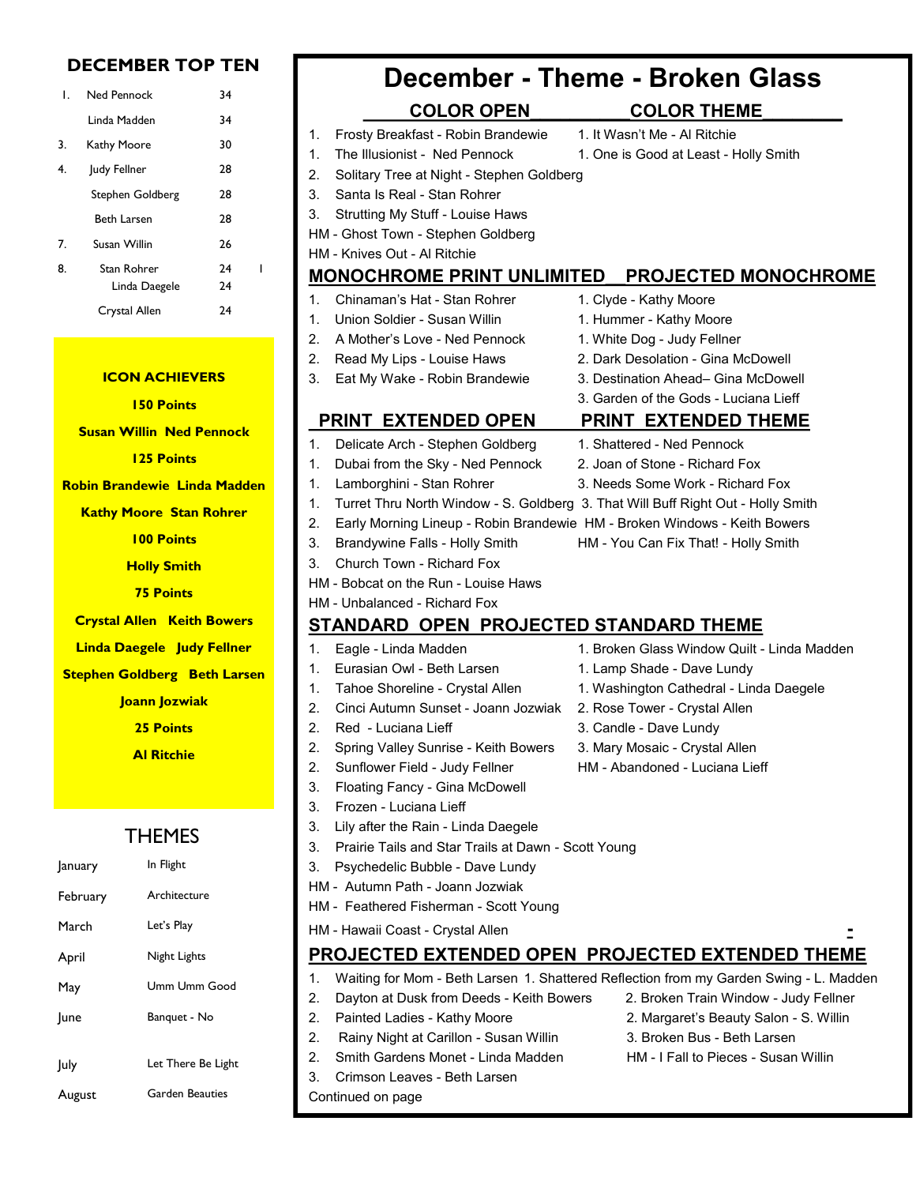## DECEMBER TOP TEN

| Rank | Name | Points |
|---|---|---|
| 1. | Ned Pennock | 34 |
| | Linda Madden | 34 |
| 3. | Kathy Moore | 30 |
| 4. | Judy Fellner | 28 |
| | Stephen Goldberg | 28 |
| | Beth Larsen | 28 |
| 7. | Susan Willin | 26 |
| 8. | Stan Rohrer | 24 |
| | Linda Daegele | 24 |
| | Crystal Allen | 24 |

### ICON ACHIEVERS

**150 Points**

**Susan Willin Ned Pennock**

**125 Points**

**Robin Brandewie Linda Madden**

**Kathy Moore Stan Rohrer**

**100 Points**

**Holly Smith**

**75 Points**

**Crystal Allen Keith Bowers**

**Linda Daegele Judy Fellner**

**Stephen Goldberg Beth Larsen**

**Joann Jozwiak**

**25 Points**

**Al Ritchie**

### THEMES

| Month | Theme |
|---|---|
| January | In Flight |
| February | Architecture |
| March | Let's Play |
| April | Night Lights |
| May | Umm Umm Good |
| June | Banquet - No |
| July | Let There Be Light |
| August | Garden Beauties |

# December - Theme - Broken Glass

## COLOR OPEN

1. Frosty Breakfast - Robin Brandewie
1. The Illusionist - Ned Pennock
2. Solitary Tree at Night - Stephen Goldberg
3. Santa Is Real - Stan Rohrer
3. Strutting My Stuff - Louise Haws

HM - Ghost Town - Stephen Goldberg
HM - Knives Out - Al Ritchie

## COLOR THEME

1. It Wasn't Me - Al Ritchie
1. One is Good at Least - Holly Smith

## MONOCHROME PRINT UNLIMITED

1. Chinaman's Hat - Stan Rohrer
1. Union Soldier - Susan Willin
2. A Mother's Love - Ned Pennock
2. Read My Lips - Louise Haws
3. Eat My Wake - Robin Brandewie

## PROJECTED MONOCHROME

1. Clyde - Kathy Moore
1. Hummer - Kathy Moore
1. White Dog - Judy Fellner
2. Dark Desolation - Gina McDowell
3. Destination Ahead– Gina McDowell
3. Garden of the Gods - Luciana Lieff

## PRINT EXTENDED OPEN

1. Delicate Arch - Stephen Goldberg
1. Dubai from the Sky - Ned Pennock
1. Lamborghini - Stan Rohrer
1. Turret Thru North Window - S. Goldberg
2. Early Morning Lineup - Robin Brandewie
3. Brandywine Falls - Holly Smith
3. Church Town - Richard Fox

HM - Bobcat on the Run - Louise Haws
HM - Unbalanced - Richard Fox

## PRINT EXTENDED THEME

1. Shattered - Ned Pennock
2. Joan of Stone - Richard Fox
3. Needs Some Work - Richard Fox
3. That Will Buff Right Out - Holly Smith

HM - Broken Windows - Keith Bowers
HM - You Can Fix That! - Holly Smith

## STANDARD OPEN

1. Eagle - Linda Madden
1. Eurasian Owl - Beth Larsen
1. Tahoe Shoreline - Crystal Allen
2. Cinci Autumn Sunset - Joann Jozwiak
2. Red - Luciana Lieff
2. Spring Valley Sunrise - Keith Bowers
2. Sunflower Field - Judy Fellner
3. Floating Fancy - Gina McDowell
3. Frozen - Luciana Lieff
3. Lily after the Rain - Linda Daegele
3. Prairie Tails and Star Trails at Dawn - Scott Young
3. Psychedelic Bubble - Dave Lundy

HM - Autumn Path - Joann Jozwiak
HM - Feathered Fisherman - Scott Young
HM - Hawaii Coast - Crystal Allen

## PROJECTED STANDARD THEME

1. Broken Glass Window Quilt - Linda Madden
1. Lamp Shade - Dave Lundy
1. Washington Cathedral - Linda Daegele
2. Rose Tower - Crystal Allen
3. Candle - Dave Lundy
3. Mary Mosaic - Crystal Allen

HM - Abandoned - Luciana Lieff

## PROJECTED EXTENDED OPEN

1. Waiting for Mom - Beth Larsen
2. Dayton at Dusk from Deeds - Keith Bowers
2. Painted Ladies - Kathy Moore
2. Rainy Night at Carillon - Susan Willin
2. Smith Gardens Monet - Linda Madden
3. Crimson Leaves - Beth Larsen

## PROJECTED EXTENDED THEME

1. Shattered Reflection from my Garden Swing - L. Madden
2. Broken Train Window - Judy Fellner
2. Margaret's Beauty Salon - S. Willin
3. Broken Bus - Beth Larsen

HM - I Fall to Pieces - Susan Willin

Continued on page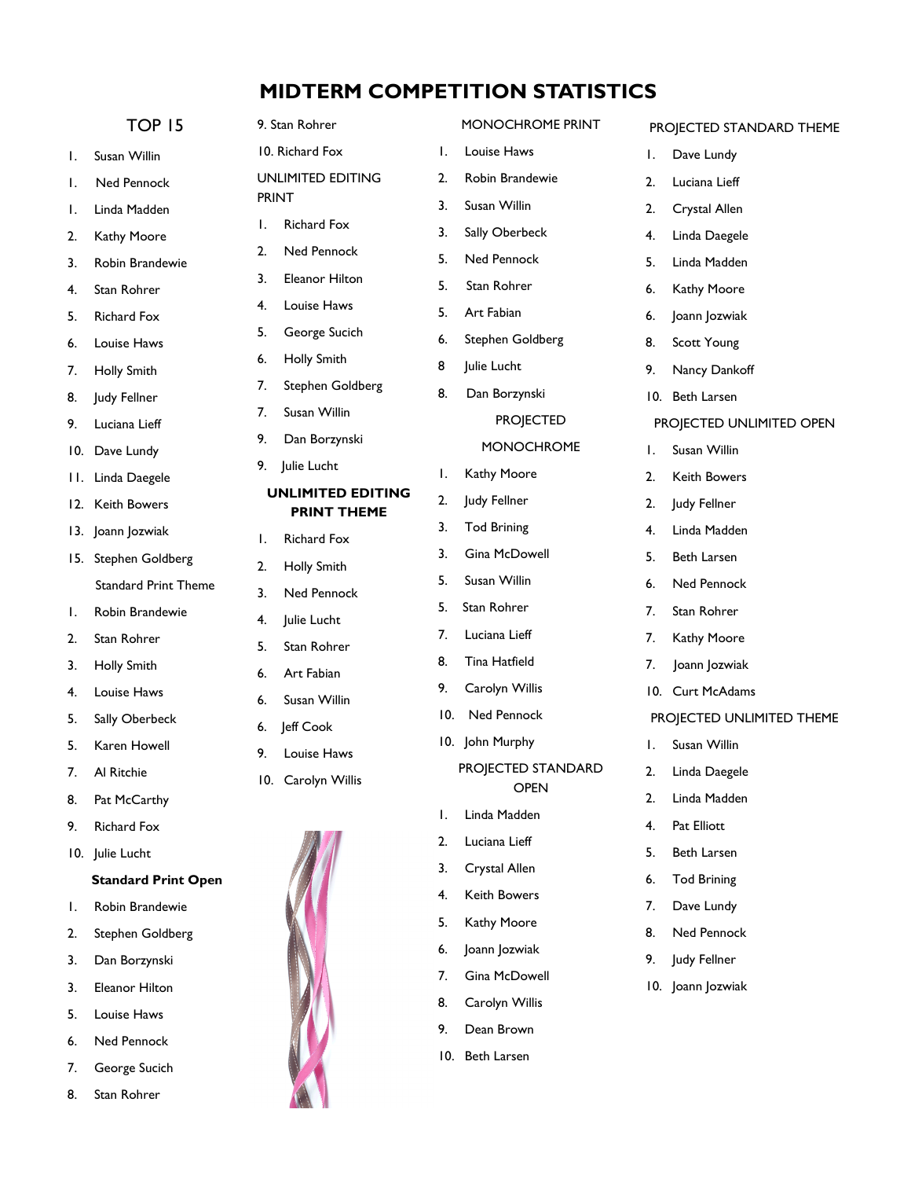# MIDTERM COMPETITION STATISTICS

## TOP 15

1. Susan Willin
1. Ned Pennock
1. Linda Madden
2. Kathy Moore
3. Robin Brandewie
4. Stan Rohrer
5. Richard Fox
6. Louise Haws
7. Holly Smith
8. Judy Fellner
9. Luciana Lieff
10. Dave Lundy
11. Linda Daegele
12. Keith Bowers
13. Joann Jozwiak
15. Stephen Goldberg

## Standard Print Theme

1. Robin Brandewie
2. Stan Rohrer
3. Holly Smith
4. Louise Haws
5. Sally Oberbeck
5. Karen Howell
7. Al Ritchie
8. Pat McCarthy
9. Richard Fox
10. Julie Lucht

## **Standard Print Open**

1. Robin Brandewie
2. Stephen Goldberg
3. Dan Borzynski
3. Eleanor Hilton
5. Louise Haws
6. Ned Pennock
7. George Sucich
8. Stan Rohrer
9. Stan Rohrer
10. Richard Fox

## UNLIMITED EDITING PRINT

1. Richard Fox
2. Ned Pennock
3. Eleanor Hilton
4. Louise Haws
5. George Sucich
6. Holly Smith
7. Stephen Goldberg
7. Susan Willin
9. Dan Borzynski
9. Julie Lucht

## **UNLIMITED EDITING PRINT THEME**

1. Richard Fox
2. Holly Smith
3. Ned Pennock
4. Julie Lucht
5. Stan Rohrer
6. Art Fabian
6. Susan Willin
6. Jeff Cook
9. Louise Haws
10. Carolyn Willis

## MONOCHROME PRINT

1. Louise Haws
2. Robin Brandewie
3. Susan Willin
3. Sally Oberbeck
5. Ned Pennock
5. Stan Rohrer
5. Art Fabian
6. Stephen Goldberg
8. Julie Lucht
8. Dan Borzynski

## PROJECTED MONOCHROME

1. Kathy Moore
2. Judy Fellner
3. Tod Brining
3. Gina McDowell
5. Susan Willin
5. Stan Rohrer
7. Luciana Lieff
8. Tina Hatfield
9. Carolyn Willis
10. Ned Pennock
10. John Murphy

## PROJECTED STANDARD OPEN

1. Linda Madden
2. Luciana Lieff
3. Crystal Allen
4. Keith Bowers
5. Kathy Moore
6. Joann Jozwiak
7. Gina McDowell
8. Carolyn Willis
9. Dean Brown
10. Beth Larsen

## PROJECTED STANDARD THEME

1. Dave Lundy
2. Luciana Lieff
2. Crystal Allen
4. Linda Daegele
5. Linda Madden
6. Kathy Moore
6. Joann Jozwiak
8. Scott Young
9. Nancy Dankoff
10. Beth Larsen

## PROJECTED UNLIMITED OPEN

1. Susan Willin
2. Keith Bowers
2. Judy Fellner
4. Linda Madden
5. Beth Larsen
6. Ned Pennock
7. Stan Rohrer
7. Kathy Moore
7. Joann Jozwiak
10. Curt McAdams

## PROJECTED UNLIMITED THEME

1. Susan Willin
2. Linda Daegele
2. Linda Madden
4. Pat Elliott
5. Beth Larsen
6. Tod Brining
7. Dave Lundy
8. Ned Pennock
9. Judy Fellner
10. Joann Jozwiak